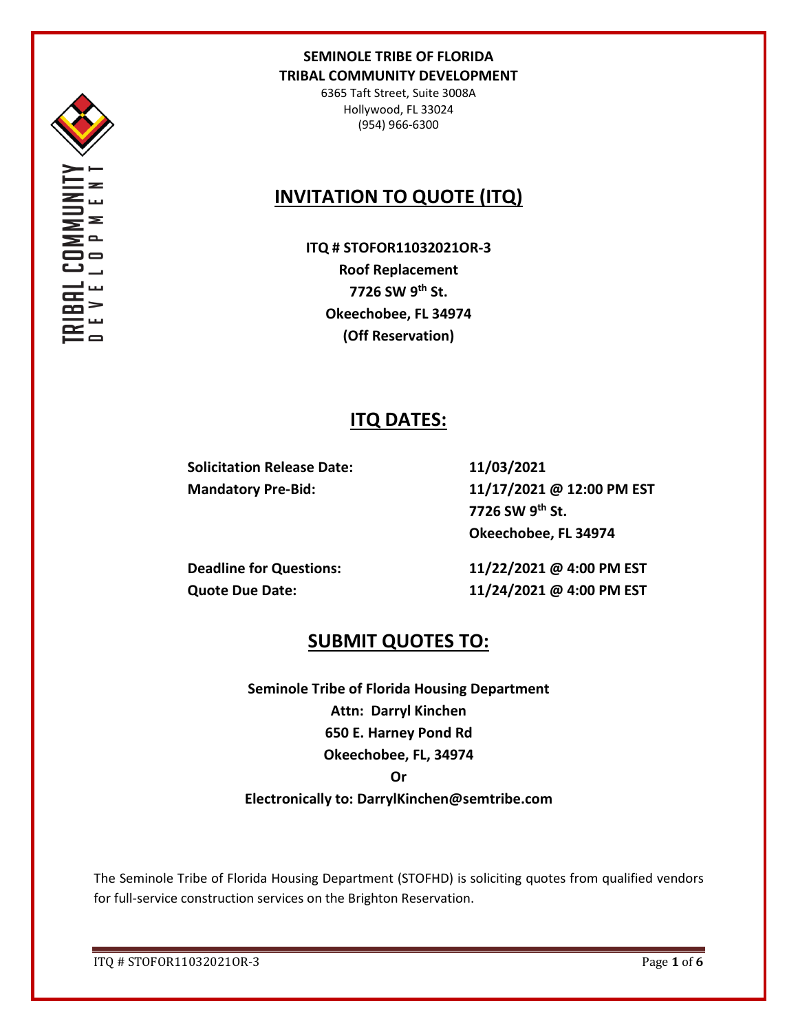**SEMINOLE TRIBE OF FLORIDA**
**TRIBAL COMMUNITY DEVELOPMENT**
6365 Taft Street, Suite 3008A
Hollywood, FL 33024
(954) 966-6300

# INVITATION TO QUOTE (ITQ)

**ITQ # STOFOR11032021OR-3**
**Roof Replacement**
**7726 SW 9th St.**
**Okeechobee, FL 34974**
**(Off Reservation)**

## ITQ DATES:

| | |
|---|---|
| **Solicitation Release Date:** | **11/03/2021** |
| **Mandatory Pre-Bid:** | **11/17/2021 @ 12:00 PM EST**<br>**7726 SW 9th St.**<br>**Okeechobee, FL 34974** |
| **Deadline for Questions:** | **11/22/2021 @ 4:00 PM EST** |
| **Quote Due Date:** | **11/24/2021 @ 4:00 PM EST** |

## SUBMIT QUOTES TO:

**Seminole Tribe of Florida Housing Department**
**Attn: Darryl Kinchen**
**650 E. Harney Pond Rd**
**Okeechobee, FL, 34974**
**Or**
**Electronically to: DarrylKinchen@semtribe.com**

The Seminole Tribe of Florida Housing Department (STOFHD) is soliciting quotes from qualified vendors for full-service construction services on the Brighton Reservation.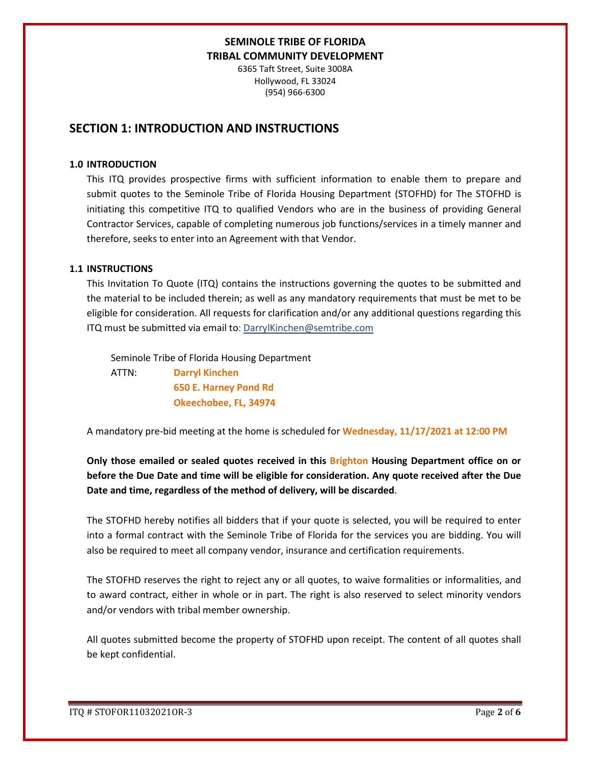**SEMINOLE TRIBE OF FLORIDA**
**TRIBAL COMMUNITY DEVELOPMENT**

6365 Taft Street, Suite 3008A
Hollywood, FL 33024
(954) 966-6300

# SECTION 1: INTRODUCTION AND INSTRUCTIONS

### 1.0 INTRODUCTION

This ITQ provides prospective firms with sufficient information to enable them to prepare and submit quotes to the Seminole Tribe of Florida Housing Department (STOFHD) for The STOFHD is initiating this competitive ITQ to qualified Vendors who are in the business of providing General Contractor Services, capable of completing numerous job functions/services in a timely manner and therefore, seeks to enter into an Agreement with that Vendor.

### 1.1 INSTRUCTIONS

This Invitation To Quote (ITQ) contains the instructions governing the quotes to be submitted and the material to be included therein; as well as any mandatory requirements that must be met to be eligible for consideration. All requests for clarification and/or any additional questions regarding this ITQ must be submitted via email to: DarrylKinchen@semtribe.com

Seminole Tribe of Florida Housing Department
ATTN: **Darryl Kinchen**
**650 E. Harney Pond Rd**
**Okeechobee, FL, 34974**

A mandatory pre-bid meeting at the home is scheduled for **Wednesday, 11/17/2021 at 12:00 PM**

**Only those emailed or sealed quotes received in this Brighton Housing Department office on or before the Due Date and time will be eligible for consideration. Any quote received after the Due Date and time, regardless of the method of delivery, will be discarded**.

The STOFHD hereby notifies all bidders that if your quote is selected, you will be required to enter into a formal contract with the Seminole Tribe of Florida for the services you are bidding. You will also be required to meet all company vendor, insurance and certification requirements.

The STOFHD reserves the right to reject any or all quotes, to waive formalities or informalities, and to award contract, either in whole or in part. The right is also reserved to select minority vendors and/or vendors with tribal member ownership.

All quotes submitted become the property of STOFHD upon receipt. The content of all quotes shall be kept confidential.

ITQ # STOFOR11032021OR-3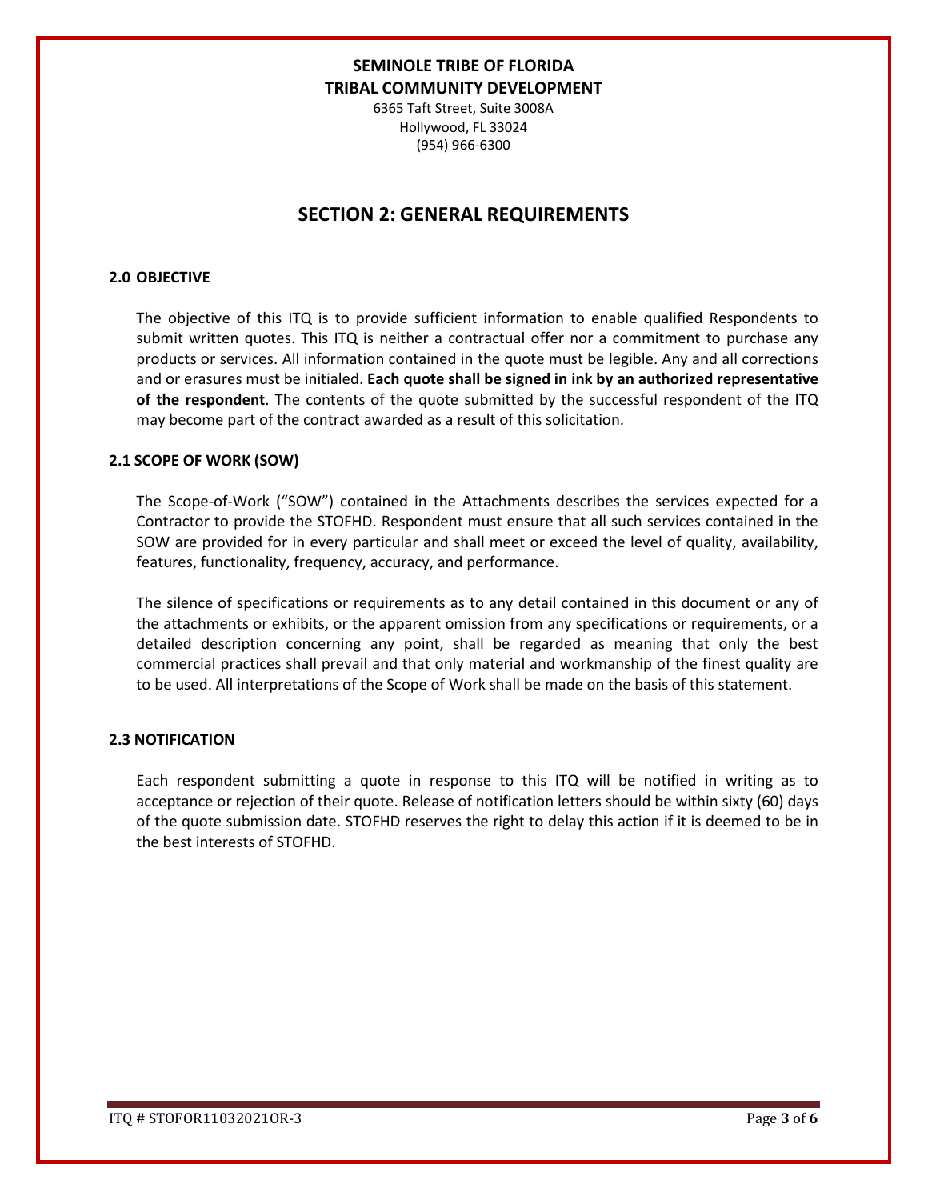**SEMINOLE TRIBE OF FLORIDA**
**TRIBAL COMMUNITY DEVELOPMENT**
6365 Taft Street, Suite 3008A
Hollywood, FL 33024
(954) 966-6300

# SECTION 2: GENERAL REQUIREMENTS

### 2.0 OBJECTIVE

The objective of this ITQ is to provide sufficient information to enable qualified Respondents to submit written quotes. This ITQ is neither a contractual offer nor a commitment to purchase any products or services. All information contained in the quote must be legible. Any and all corrections and or erasures must be initialed. **Each quote shall be signed in ink by an authorized representative of the respondent**. The contents of the quote submitted by the successful respondent of the ITQ may become part of the contract awarded as a result of this solicitation.

### 2.1 SCOPE OF WORK (SOW)

The Scope-of-Work ("SOW") contained in the Attachments describes the services expected for a Contractor to provide the STOFHD. Respondent must ensure that all such services contained in the SOW are provided for in every particular and shall meet or exceed the level of quality, availability, features, functionality, frequency, accuracy, and performance.

The silence of specifications or requirements as to any detail contained in this document or any of the attachments or exhibits, or the apparent omission from any specifications or requirements, or a detailed description concerning any point, shall be regarded as meaning that only the best commercial practices shall prevail and that only material and workmanship of the finest quality are to be used. All interpretations of the Scope of Work shall be made on the basis of this statement.

### 2.3 NOTIFICATION

Each respondent submitting a quote in response to this ITQ will be notified in writing as to acceptance or rejection of their quote. Release of notification letters should be within sixty (60) days of the quote submission date. STOFHD reserves the right to delay this action if it is deemed to be in the best interests of STOFHD.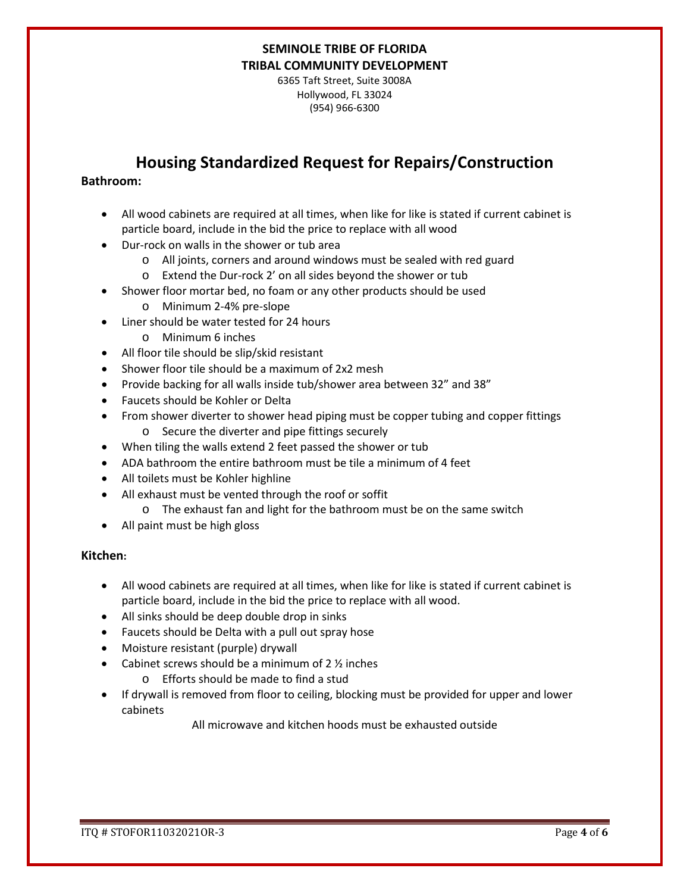**SEMINOLE TRIBE OF FLORIDA**
**TRIBAL COMMUNITY DEVELOPMENT**
6365 Taft Street, Suite 3008A
Hollywood, FL 33024
(954) 966-6300

# Housing Standardized Request for Repairs/Construction

**Bathroom:**

- All wood cabinets are required at all times, when like for like is stated if current cabinet is particle board, include in the bid the price to replace with all wood
- Dur-rock on walls in the shower or tub area
  - All joints, corners and around windows must be sealed with red guard
  - Extend the Dur-rock 2' on all sides beyond the shower or tub
- Shower floor mortar bed, no foam or any other products should be used
  - Minimum 2-4% pre-slope
- Liner should be water tested for 24 hours
  - Minimum 6 inches
- All floor tile should be slip/skid resistant
- Shower floor tile should be a maximum of 2x2 mesh
- Provide backing for all walls inside tub/shower area between 32" and 38"
- Faucets should be Kohler or Delta
- From shower diverter to shower head piping must be copper tubing and copper fittings
  - Secure the diverter and pipe fittings securely
- When tiling the walls extend 2 feet passed the shower or tub
- ADA bathroom the entire bathroom must be tile a minimum of 4 feet
- All toilets must be Kohler highline
- All exhaust must be vented through the roof or soffit
  - The exhaust fan and light for the bathroom must be on the same switch
- All paint must be high gloss

**Kitchen:**

- All wood cabinets are required at all times, when like for like is stated if current cabinet is particle board, include in the bid the price to replace with all wood.
- All sinks should be deep double drop in sinks
- Faucets should be Delta with a pull out spray hose
- Moisture resistant (purple) drywall
- Cabinet screws should be a minimum of 2 ½ inches
  - Efforts should be made to find a stud
- If drywall is removed from floor to ceiling, blocking must be provided for upper and lower cabinets

All microwave and kitchen hoods must be exhausted outside

ITQ # STOFOR11032021OR-3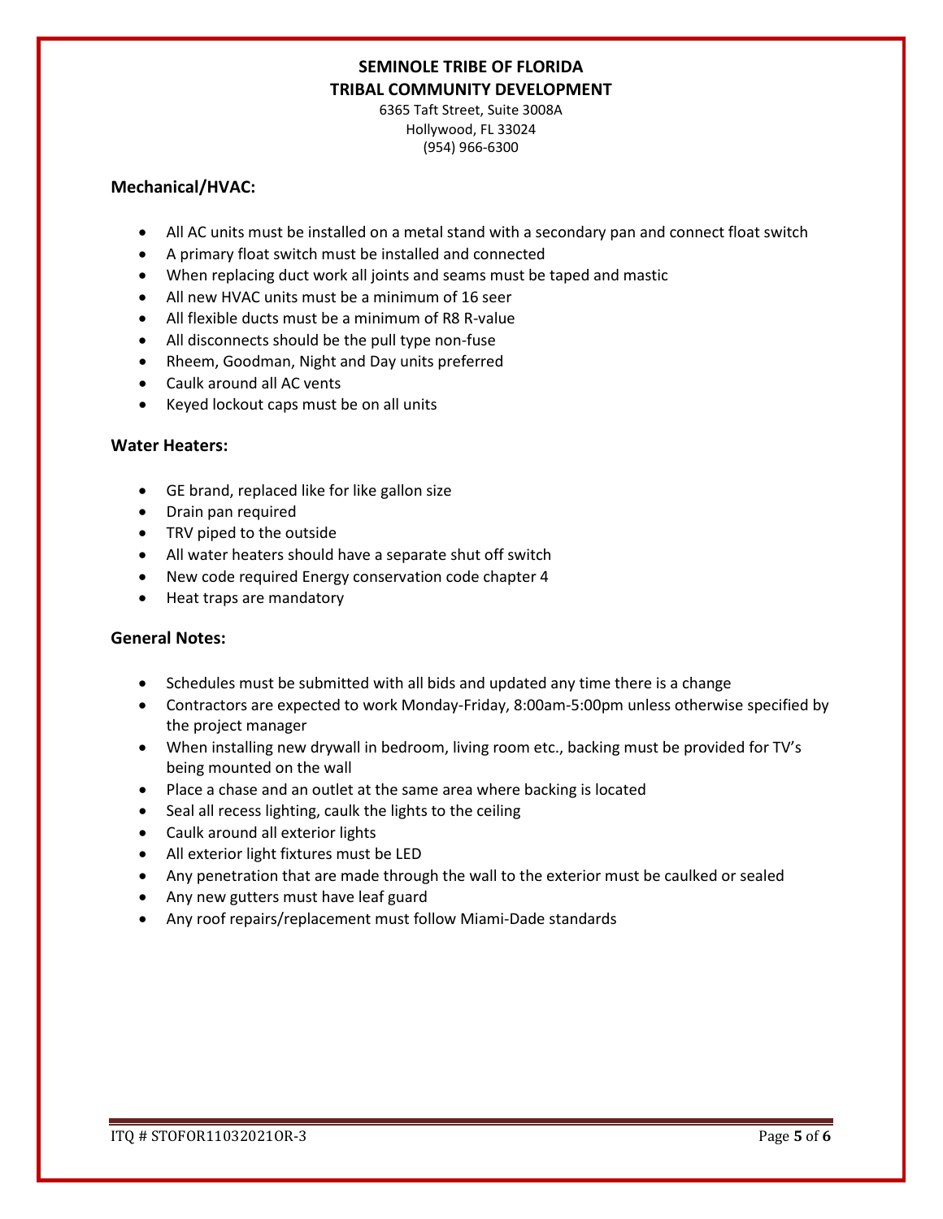**SEMINOLE TRIBE OF FLORIDA**
**TRIBAL COMMUNITY DEVELOPMENT**

6365 Taft Street, Suite 3008A
Hollywood, FL 33024
(954) 966-6300

### Mechanical/HVAC:

- All AC units must be installed on a metal stand with a secondary pan and connect float switch
- A primary float switch must be installed and connected
- When replacing duct work all joints and seams must be taped and mastic
- All new HVAC units must be a minimum of 16 seer
- All flexible ducts must be a minimum of R8 R-value
- All disconnects should be the pull type non-fuse
- Rheem, Goodman, Night and Day units preferred
- Caulk around all AC vents
- Keyed lockout caps must be on all units

### Water Heaters:

- GE brand, replaced like for like gallon size
- Drain pan required
- TRV piped to the outside
- All water heaters should have a separate shut off switch
- New code required Energy conservation code chapter 4
- Heat traps are mandatory

### General Notes:

- Schedules must be submitted with all bids and updated any time there is a change
- Contractors are expected to work Monday-Friday, 8:00am-5:00pm unless otherwise specified by the project manager
- When installing new drywall in bedroom, living room etc., backing must be provided for TV's being mounted on the wall
- Place a chase and an outlet at the same area where backing is located
- Seal all recess lighting, caulk the lights to the ceiling
- Caulk around all exterior lights
- All exterior light fixtures must be LED
- Any penetration that are made through the wall to the exterior must be caulked or sealed
- Any new gutters must have leaf guard
- Any roof repairs/replacement must follow Miami-Dade standards

ITQ # STOFOR11032021OR-3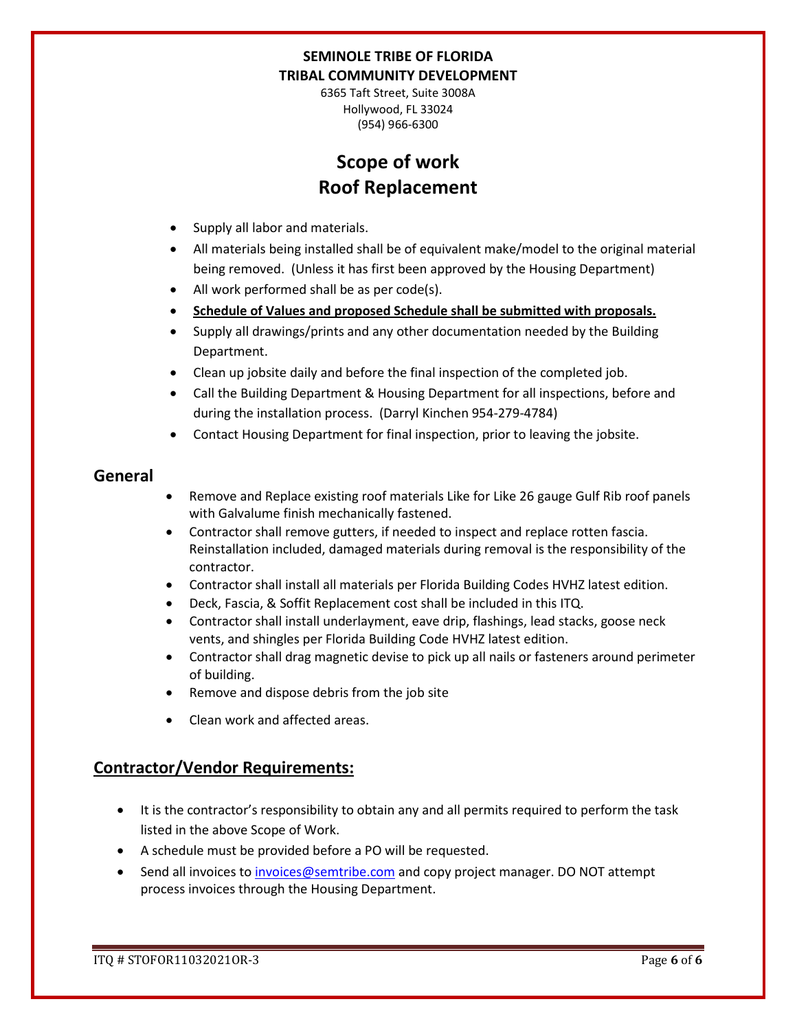**SEMINOLE TRIBE OF FLORIDA**
**TRIBAL COMMUNITY DEVELOPMENT**
6365 Taft Street, Suite 3008A
Hollywood, FL 33024
(954) 966-6300

# Scope of work
# Roof Replacement

- Supply all labor and materials.
- All materials being installed shall be of equivalent make/model to the original material being removed. (Unless it has first been approved by the Housing Department)
- All work performed shall be as per code(s).
- **Schedule of Values and proposed Schedule shall be submitted with proposals.**
- Supply all drawings/prints and any other documentation needed by the Building Department.
- Clean up jobsite daily and before the final inspection of the completed job.
- Call the Building Department & Housing Department for all inspections, before and during the installation process. (Darryl Kinchen 954-279-4784)
- Contact Housing Department for final inspection, prior to leaving the jobsite.

## General

- Remove and Replace existing roof materials Like for Like 26 gauge Gulf Rib roof panels with Galvalume finish mechanically fastened.
- Contractor shall remove gutters, if needed to inspect and replace rotten fascia. Reinstallation included, damaged materials during removal is the responsibility of the contractor.
- Contractor shall install all materials per Florida Building Codes HVHZ latest edition.
- Deck, Fascia, & Soffit Replacement cost shall be included in this ITQ.
- Contractor shall install underlayment, eave drip, flashings, lead stacks, goose neck vents, and shingles per Florida Building Code HVHZ latest edition.
- Contractor shall drag magnetic devise to pick up all nails or fasteners around perimeter of building.
- Remove and dispose debris from the job site
- Clean work and affected areas.

## Contractor/Vendor Requirements:

- It is the contractor's responsibility to obtain any and all permits required to perform the task listed in the above Scope of Work.
- A schedule must be provided before a PO will be requested.
- Send all invoices to invoices@semtribe.com and copy project manager. DO NOT attempt process invoices through the Housing Department.

ITQ # STOFOR11032021OR-3